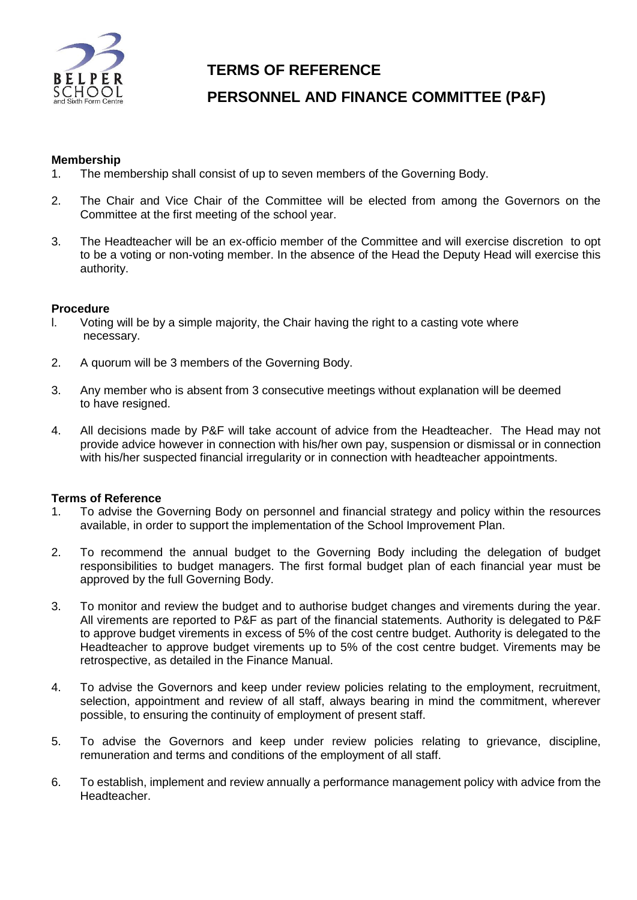# TERMS OF REFERENCE

# PERSONNEL AND FINANCE COMMITTEE (P&F)

**Membership**

1. The membership shall consist of up to seven members of the Governing Body.
2. The Chair and Vice Chair of the Committee will be elected from among the Governors on the Committee at the first meeting of the school year.
3. The Headteacher will be an ex-officio member of the Committee and will exercise discretion to opt to be a voting or non-voting member. In the absence of the Head the Deputy Head will exercise this authority.

**Procedure**

l. Voting will be by a simple majority, the Chair having the right to a casting vote where necessary.

2. A quorum will be 3 members of the Governing Body.

3. Any member who is absent from 3 consecutive meetings without explanation will be deemed to have resigned.

4. All decisions made by P&F will take account of advice from the Headteacher. The Head may not provide advice however in connection with his/her own pay, suspension or dismissal or in connection with his/her suspected financial irregularity or in connection with headteacher appointments.

**Terms of Reference**

1. To advise the Governing Body on personnel and financial strategy and policy within the resources available, in order to support the implementation of the School Improvement Plan.
2. To recommend the annual budget to the Governing Body including the delegation of budget responsibilities to budget managers. The first formal budget plan of each financial year must be approved by the full Governing Body.
3. To monitor and review the budget and to authorise budget changes and virements during the year. All virements are reported to P&F as part of the financial statements. Authority is delegated to P&F to approve budget virements in excess of 5% of the cost centre budget. Authority is delegated to the Headteacher to approve budget virements up to 5% of the cost centre budget. Virements may be retrospective, as detailed in the Finance Manual.
4. To advise the Governors and keep under review policies relating to the employment, recruitment, selection, appointment and review of all staff, always bearing in mind the commitment, wherever possible, to ensuring the continuity of employment of present staff.
5. To advise the Governors and keep under review policies relating to grievance, discipline, remuneration and terms and conditions of the employment of all staff.
6. To establish, implement and review annually a performance management policy with advice from the Headteacher.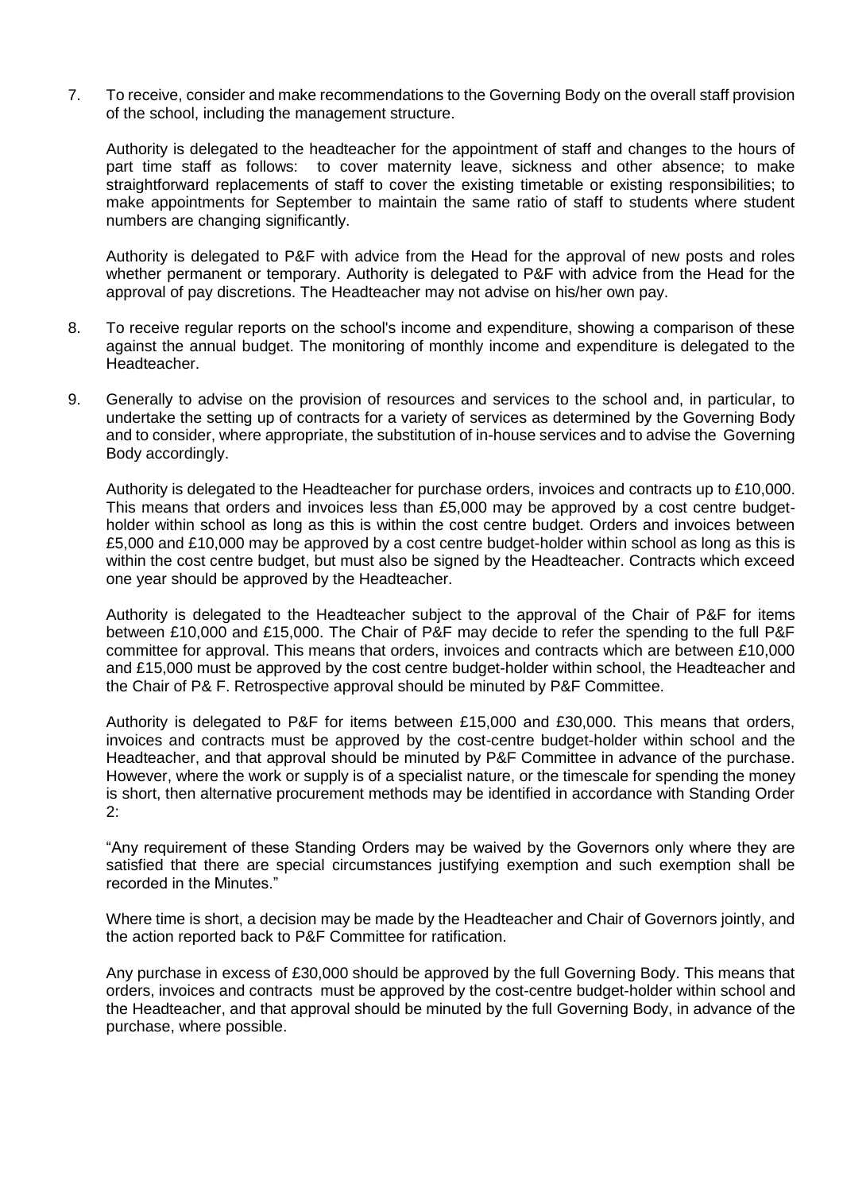7. To receive, consider and make recommendations to the Governing Body on the overall staff provision of the school, including the management structure.

   Authority is delegated to the headteacher for the appointment of staff and changes to the hours of part time staff as follows: to cover maternity leave, sickness and other absence; to make straightforward replacements of staff to cover the existing timetable or existing responsibilities; to make appointments for September to maintain the same ratio of staff to students where student numbers are changing significantly.

   Authority is delegated to P&F with advice from the Head for the approval of new posts and roles whether permanent or temporary. Authority is delegated to P&F with advice from the Head for the approval of pay discretions. The Headteacher may not advise on his/her own pay.

8. To receive regular reports on the school's income and expenditure, showing a comparison of these against the annual budget. The monitoring of monthly income and expenditure is delegated to the Headteacher.

9. Generally to advise on the provision of resources and services to the school and, in particular, to undertake the setting up of contracts for a variety of services as determined by the Governing Body and to consider, where appropriate, the substitution of in-house services and to advise the Governing Body accordingly.

   Authority is delegated to the Headteacher for purchase orders, invoices and contracts up to £10,000. This means that orders and invoices less than £5,000 may be approved by a cost centre budget-holder within school as long as this is within the cost centre budget. Orders and invoices between £5,000 and £10,000 may be approved by a cost centre budget-holder within school as long as this is within the cost centre budget, but must also be signed by the Headteacher. Contracts which exceed one year should be approved by the Headteacher.

   Authority is delegated to the Headteacher subject to the approval of the Chair of P&F for items between £10,000 and £15,000. The Chair of P&F may decide to refer the spending to the full P&F committee for approval. This means that orders, invoices and contracts which are between £10,000 and £15,000 must be approved by the cost centre budget-holder within school, the Headteacher and the Chair of P& F. Retrospective approval should be minuted by P&F Committee.

   Authority is delegated to P&F for items between £15,000 and £30,000. This means that orders, invoices and contracts must be approved by the cost-centre budget-holder within school and the Headteacher, and that approval should be minuted by P&F Committee in advance of the purchase. However, where the work or supply is of a specialist nature, or the timescale for spending the money is short, then alternative procurement methods may be identified in accordance with Standing Order 2:

   "Any requirement of these Standing Orders may be waived by the Governors only where they are satisfied that there are special circumstances justifying exemption and such exemption shall be recorded in the Minutes."

   Where time is short, a decision may be made by the Headteacher and Chair of Governors jointly, and the action reported back to P&F Committee for ratification.

   Any purchase in excess of £30,000 should be approved by the full Governing Body. This means that orders, invoices and contracts must be approved by the cost-centre budget-holder within school and the Headteacher, and that approval should be minuted by the full Governing Body, in advance of the purchase, where possible.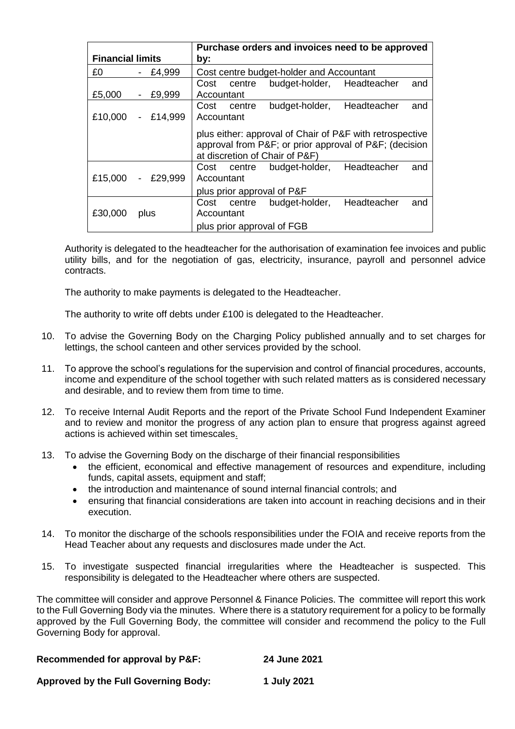| Financial limits | Purchase orders and invoices need to be approved by: |
|---|---|
| £0 - £4,999 | Cost centre budget-holder and Accountant |
| £5,000 - £9,999 | Cost centre budget-holder, Headteacher and Accountant |
| £10,000 - £14,999 | Cost centre budget-holder, Headteacher and Accountant<br><br>plus either: approval of Chair of P&F with retrospective approval from P&F; or prior approval of P&F; (decision at discretion of Chair of P&F) |
| £15,000 - £29,999 | Cost centre budget-holder, Headteacher and Accountant<br><br>plus prior approval of P&F |
| £30,000 plus | Cost centre budget-holder, Headteacher and Accountant<br><br>plus prior approval of FGB |

Authority is delegated to the headteacher for the authorisation of examination fee invoices and public utility bills, and for the negotiation of gas, electricity, insurance, payroll and personnel advice contracts.

The authority to make payments is delegated to the Headteacher.

The authority to write off debts under £100 is delegated to the Headteacher.

10. To advise the Governing Body on the Charging Policy published annually and to set charges for lettings, the school canteen and other services provided by the school.

11. To approve the school's regulations for the supervision and control of financial procedures, accounts, income and expenditure of the school together with such related matters as is considered necessary and desirable, and to review them from time to time.

12. To receive Internal Audit Reports and the report of the Private School Fund Independent Examiner and to review and monitor the progress of any action plan to ensure that progress against agreed actions is achieved within set timescales.

13. To advise the Governing Body on the discharge of their financial responsibilities
    - the efficient, economical and effective management of resources and expenditure, including funds, capital assets, equipment and staff;
    - the introduction and maintenance of sound internal financial controls; and
    - ensuring that financial considerations are taken into account in reaching decisions and in their execution.

14. To monitor the discharge of the schools responsibilities under the FOIA and receive reports from the Head Teacher about any requests and disclosures made under the Act.

15. To investigate suspected financial irregularities where the Headteacher is suspected. This responsibility is delegated to the Headteacher where others are suspected.

The committee will consider and approve Personnel & Finance Policies. The committee will report this work to the Full Governing Body via the minutes. Where there is a statutory requirement for a policy to be formally approved by the Full Governing Body, the committee will consider and recommend the policy to the Full Governing Body for approval.

**Recommended for approval by P&F:** **24 June 2021**

**Approved by the Full Governing Body:** **1 July 2021**